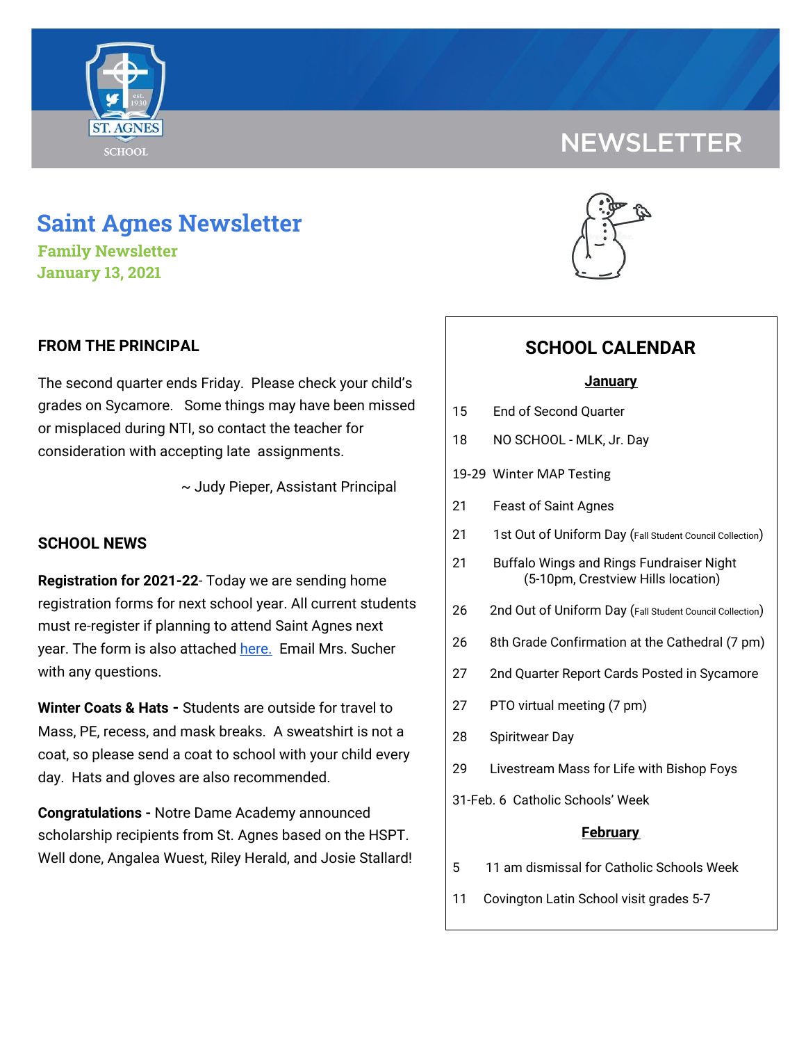NEWSLETTER

# Saint Agnes Newsletter

**Family Newsletter**
**January 13, 2021**

## FROM THE PRINCIPAL

The second quarter ends Friday. Please check your child's grades on Sycamore. Some things may have been missed or misplaced during NTI, so contact the teacher for consideration with accepting late assignments.

~ Judy Pieper, Assistant Principal

## SCHOOL NEWS

**Registration for 2021-22**- Today we are sending home registration forms for next school year. All current students must re-register if planning to attend Saint Agnes next year. The form is also attached here. Email Mrs. Sucher with any questions.

**Winter Coats & Hats -** Students are outside for travel to Mass, PE, recess, and mask breaks. A sweatshirt is not a coat, so please send a coat to school with your child every day. Hats and gloves are also recommended.

**Congratulations -** Notre Dame Academy announced scholarship recipients from St. Agnes based on the HSPT. Well done, Angalea Wuest, Riley Herald, and Josie Stallard!

## SCHOOL CALENDAR

**January**

- 15 End of Second Quarter
- 18 NO SCHOOL - MLK, Jr. Day
- 19-29 Winter MAP Testing
- 21 Feast of Saint Agnes
- 21 1st Out of Uniform Day (Fall Student Council Collection)
- 21 Buffalo Wings and Rings Fundraiser Night (5-10pm, Crestview Hills location)
- 26 2nd Out of Uniform Day (Fall Student Council Collection)
- 26 8th Grade Confirmation at the Cathedral (7 pm)
- 27 2nd Quarter Report Cards Posted in Sycamore
- 27 PTO virtual meeting (7 pm)
- 28 Spiritwear Day
- 29 Livestream Mass for Life with Bishop Foys
- 31-Feb. 6 Catholic Schools' Week

**February**

- 5 11 am dismissal for Catholic Schools Week
- 11 Covington Latin School visit grades 5-7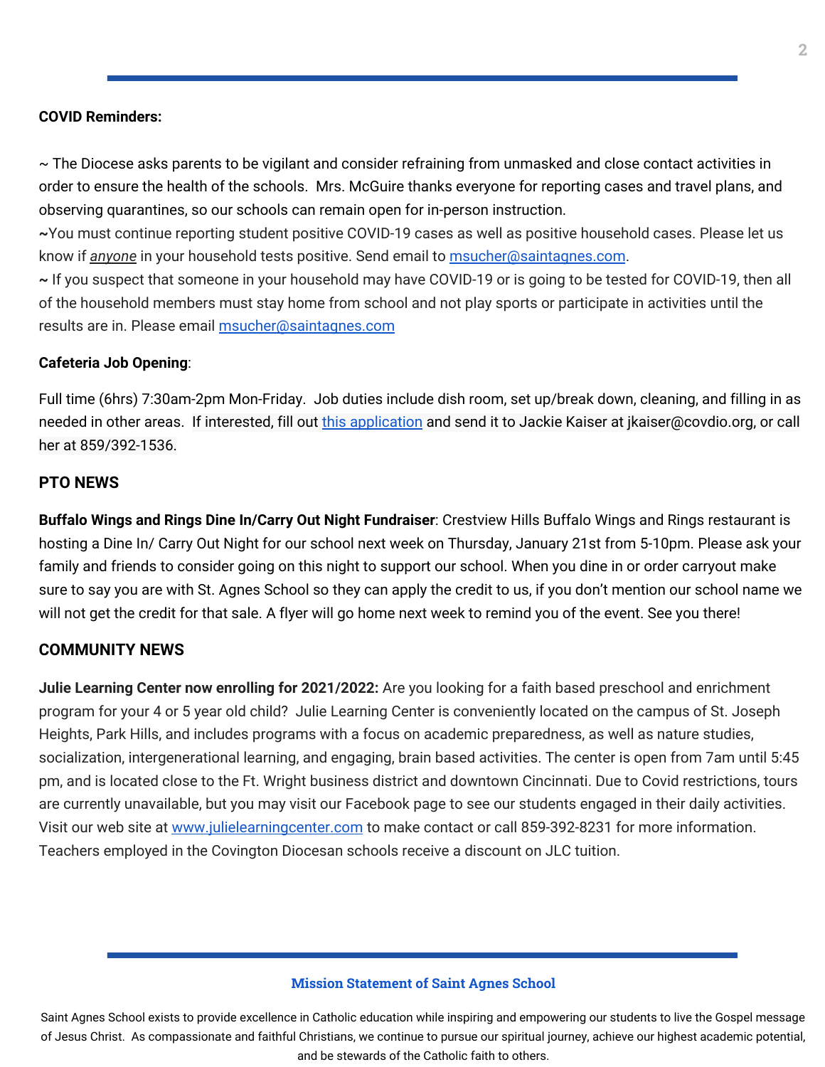**COVID Reminders:**

~ The Diocese asks parents to be vigilant and consider refraining from unmasked and close contact activities in order to ensure the health of the schools. Mrs. McGuire thanks everyone for reporting cases and travel plans, and observing quarantines, so our schools can remain open for in-person instruction.
~You must continue reporting student positive COVID-19 cases as well as positive household cases. Please let us know if ***anyone*** in your household tests positive. Send email to msucher@saintagnes.com.
~ If you suspect that someone in your household may have COVID-19 or is going to be tested for COVID-19, then all of the household members must stay home from school and not play sports or participate in activities until the results are in. Please email msucher@saintagnes.com

**Cafeteria Job Opening**:

Full time (6hrs) 7:30am-2pm Mon-Friday. Job duties include dish room, set up/break down, cleaning, and filling in as needed in other areas. If interested, fill out this application and send it to Jackie Kaiser at jkaiser@covdio.org, or call her at 859/392-1536.

## PTO NEWS

**Buffalo Wings and Rings Dine In/Carry Out Night Fundraiser**: Crestview Hills Buffalo Wings and Rings restaurant is hosting a Dine In/ Carry Out Night for our school next week on Thursday, January 21st from 5-10pm. Please ask your family and friends to consider going on this night to support our school. When you dine in or order carryout make sure to say you are with St. Agnes School so they can apply the credit to us, if you don't mention our school name we will not get the credit for that sale. A flyer will go home next week to remind you of the event. See you there!

## COMMUNITY NEWS

**Julie Learning Center now enrolling for 2021/2022:** Are you looking for a faith based preschool and enrichment program for your 4 or 5 year old child? Julie Learning Center is conveniently located on the campus of St. Joseph Heights, Park Hills, and includes programs with a focus on academic preparedness, as well as nature studies, socialization, intergenerational learning, and engaging, brain based activities. The center is open from 7am until 5:45 pm, and is located close to the Ft. Wright business district and downtown Cincinnati. Due to Covid restrictions, tours are currently unavailable, but you may visit our Facebook page to see our students engaged in their daily activities. Visit our web site at www.julielearningcenter.com to make contact or call 859-392-8231 for more information. Teachers employed in the Covington Diocesan schools receive a discount on JLC tuition.

**Mission Statement of Saint Agnes School**

Saint Agnes School exists to provide excellence in Catholic education while inspiring and empowering our students to live the Gospel message of Jesus Christ. As compassionate and faithful Christians, we continue to pursue our spiritual journey, achieve our highest academic potential, and be stewards of the Catholic faith to others.